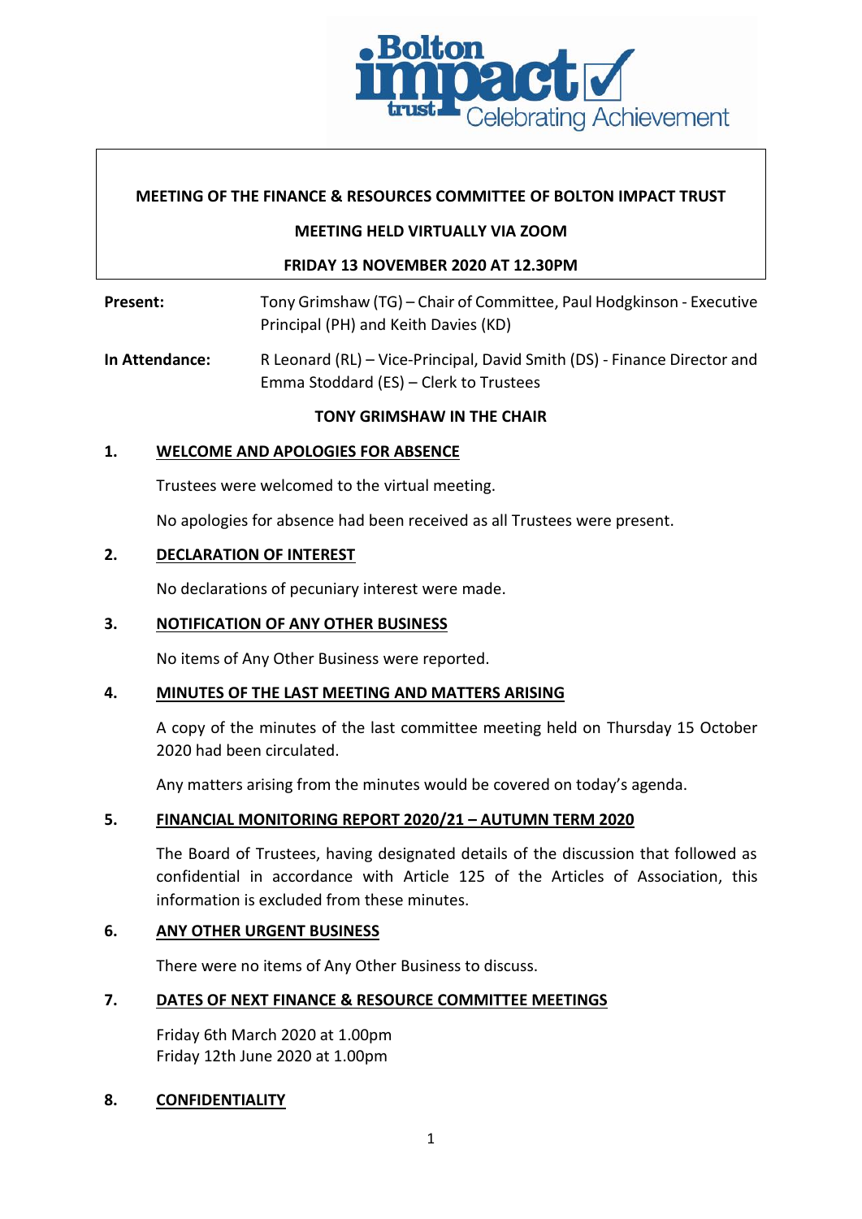**MEETING OF THE FINANCE & RESOURCES COMMITTEE OF BOLTON IMPACT TRUST**

**MEETING HELD VIRTUALLY VIA ZOOM**

**FRIDAY 13 NOVEMBER 2020 AT 12.30PM**

**Present:** Tony Grimshaw (TG) – Chair of Committee, Paul Hodgkinson - Executive Principal (PH) and Keith Davies (KD)

**In Attendance:** R Leonard (RL) – Vice-Principal, David Smith (DS) - Finance Director and Emma Stoddard (ES) – Clerk to Trustees

**TONY GRIMSHAW IN THE CHAIR**

## 1. WELCOME AND APOLOGIES FOR ABSENCE

Trustees were welcomed to the virtual meeting.

No apologies for absence had been received as all Trustees were present.

## 2. DECLARATION OF INTEREST

No declarations of pecuniary interest were made.

## 3. NOTIFICATION OF ANY OTHER BUSINESS

No items of Any Other Business were reported.

## 4. MINUTES OF THE LAST MEETING AND MATTERS ARISING

A copy of the minutes of the last committee meeting held on Thursday 15 October 2020 had been circulated.

Any matters arising from the minutes would be covered on today's agenda.

## 5. FINANCIAL MONITORING REPORT 2020/21 – AUTUMN TERM 2020

The Board of Trustees, having designated details of the discussion that followed as confidential in accordance with Article 125 of the Articles of Association, this information is excluded from these minutes.

## 6. ANY OTHER URGENT BUSINESS

There were no items of Any Other Business to discuss.

## 7. DATES OF NEXT FINANCE & RESOURCE COMMITTEE MEETINGS

Friday 6th March 2020 at 1.00pm
Friday 12th June 2020 at 1.00pm

## 8. CONFIDENTIALITY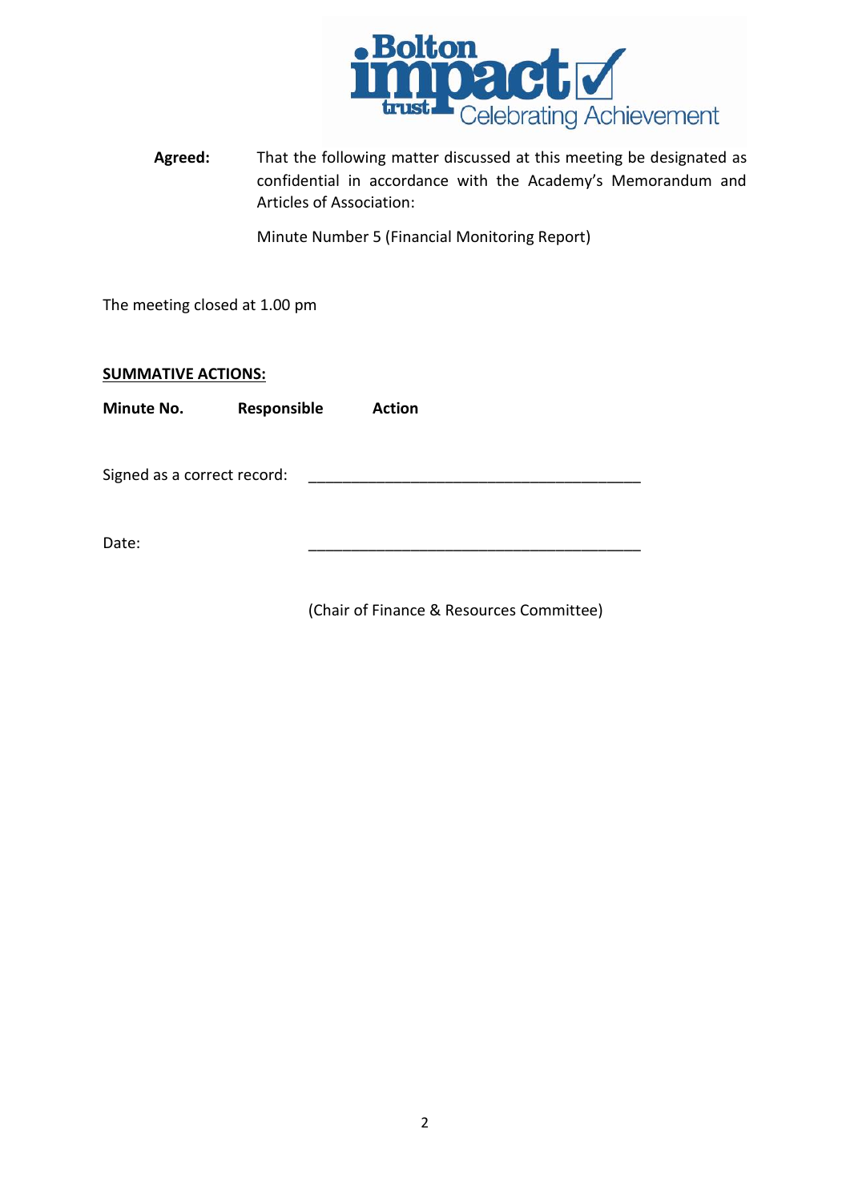**Agreed:** That the following matter discussed at this meeting be designated as confidential in accordance with the Academy's Memorandum and Articles of Association:

Minute Number 5 (Financial Monitoring Report)

The meeting closed at 1.00 pm

**SUMMATIVE ACTIONS:**

| Minute No. | Responsible | Action |
|---|---|---|

Signed as a correct record: ________________________________________

Date: ________________________________________

(Chair of Finance & Resources Committee)